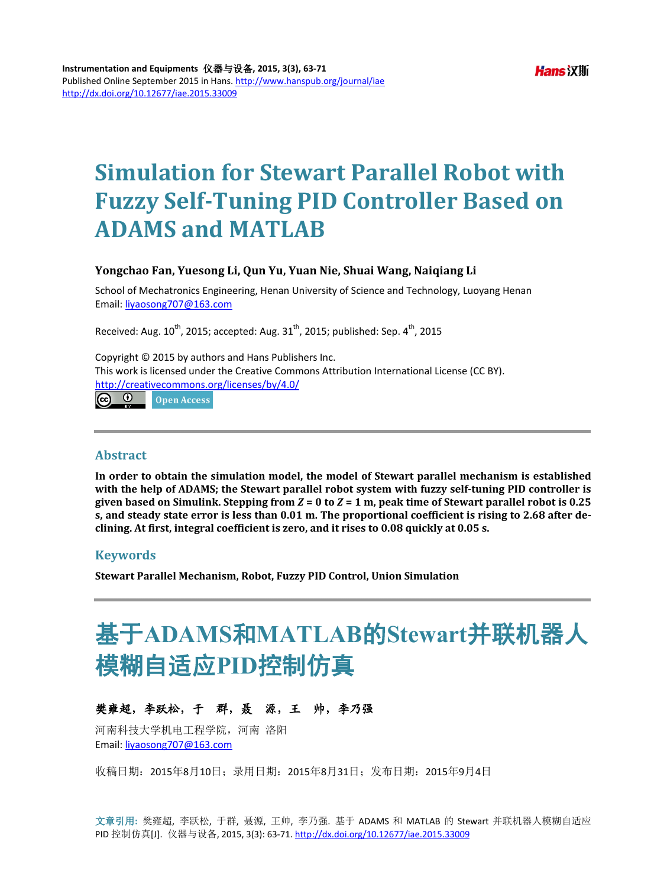Published Online September 2015 in Hans. http://www.hanspub.org/journal/iae
http://dx.doi.org/10.12677/iae.2015.33009

# Simulation for Stewart Parallel Robot with Fuzzy Self-Tuning PID Controller Based on ADAMS and MATLAB

**Yongchao Fan, Yuesong Li, Qun Yu, Yuan Nie, Shuai Wang, Naiqiang Li**

School of Mechatronics Engineering, Henan University of Science and Technology, Luoyang Henan
Email: liyaosong707@163.com

Received: Aug. 10th, 2015; accepted: Aug. 31th, 2015; published: Sep. 4th, 2015

Copyright © 2015 by authors and Hans Publishers Inc.
This work is licensed under the Creative Commons Attribution International License (CC BY).
http://creativecommons.org/licenses/by/4.0/

Open Access

## Abstract

**In order to obtain the simulation model, the model of Stewart parallel mechanism is established with the help of ADAMS; the Stewart parallel robot system with fuzzy self-tuning PID controller is given based on Simulink. Stepping from $Z = 0$ to $Z = 1$ m, peak time of Stewart parallel robot is 0.25 s, and steady state error is less than 0.01 m. The proportional coefficient is rising to 2.68 after declining. At first, integral coefficient is zero, and it rises to 0.08 quickly at 0.05 s.**

## Keywords

**Stewart Parallel Mechanism, Robot, Fuzzy PID Control, Union Simulation**

# 基于ADAMS和MATLAB的Stewart并联机器人模糊自适应PID控制仿真

**樊雍超，李跃松，于　群，聂　源，王　帅，李乃强**

河南科技大学机电工程学院，河南 洛阳
Email: liyaosong707@163.com

收稿日期：2015年8月10日；录用日期：2015年8月31日；发布日期：2015年9月4日

文章引用: 樊雍超, 李跃松, 于群, 聂源, 王帅, 李乃强. 基于 ADAMS 和 MATLAB 的 Stewart 并联机器人模糊自适应 PID 控制仿真[J]. 仪器与设备, 2015, 3(3): 63-71. http://dx.doi.org/10.12677/iae.2015.33009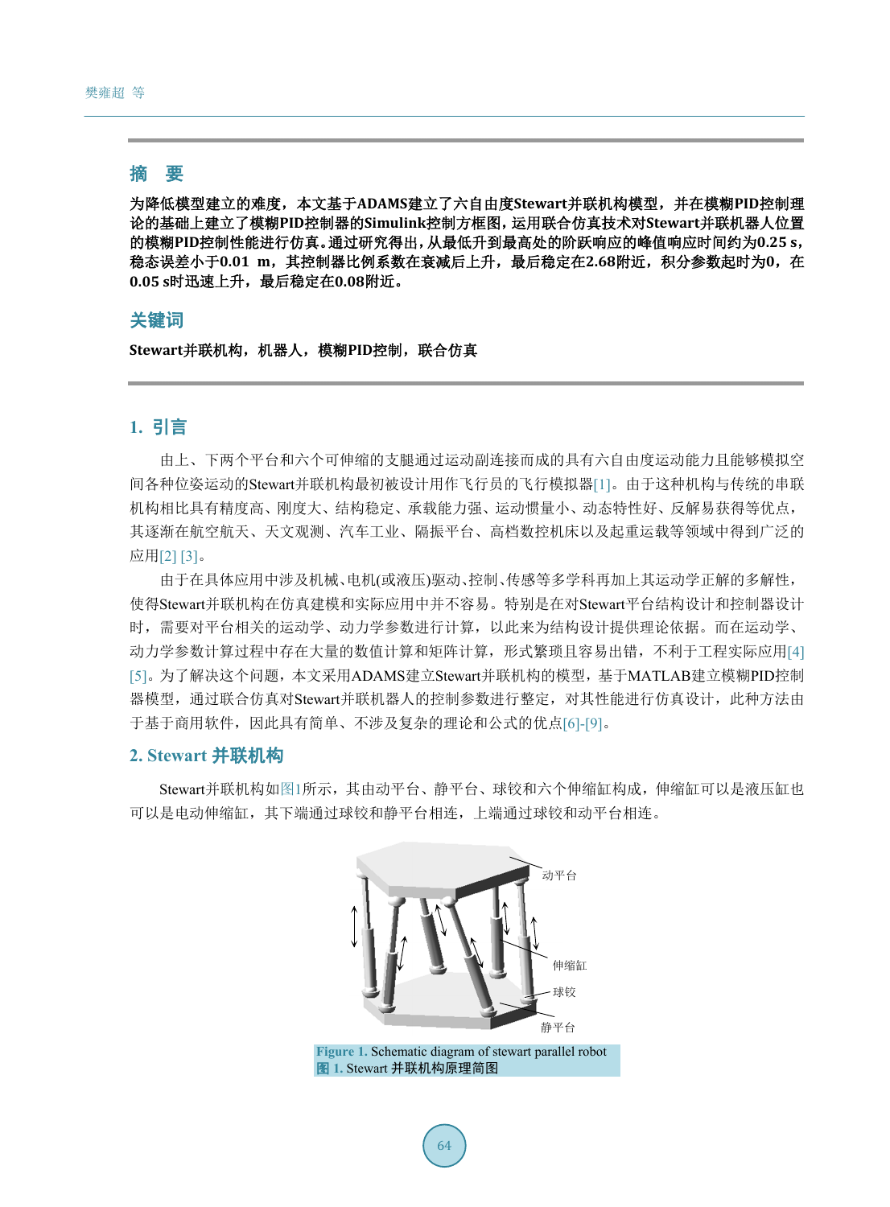## 摘 要

**为降低模型建立的难度，本文基于ADAMS建立了六自由度Stewart并联机构模型，并在模糊PID控制理论的基础上建立了模糊PID控制器的Simulink控制方框图，运用联合仿真技术对Stewart并联机器人位置的模糊PID控制性能进行仿真。通过研究得出，从最低升到最高处的阶跃响应的峰值响应时间约为0.25 s，稳态误差小于0.01 m，其控制器比例系数在衰减后上升，最后稳定在2.68附近，积分参数起时为0，在0.05 s时迅速上升，最后稳定在0.08附近。**

## 关键词

**Stewart并联机构，机器人，模糊PID控制，联合仿真**

## 1. 引言

由上、下两个平台和六个可伸缩的支腿通过运动副连接而成的具有六自由度运动能力且能够模拟空间各种位姿运动的Stewart并联机构最初被设计用作飞行员的飞行模拟器[1]。由于这种机构与传统的串联机构相比具有精度高、刚度大、结构稳定、承载能力强、运动惯量小、动态特性好、反解易获得等优点，其逐渐在航空航天、天文观测、汽车工业、隔振平台、高档数控机床以及起重运载等领域中得到广泛的应用[2] [3]。

由于在具体应用中涉及机械、电机(或液压)驱动、控制、传感等多学科再加上其运动学正解的多解性，使得Stewart并联机构在仿真建模和实际应用中并不容易。特别是在对Stewart平台结构设计和控制器设计时，需要对平台相关的运动学、动力学参数进行计算，以此来为结构设计提供理论依据。而在运动学、动力学参数计算过程中存在大量的数值计算和矩阵计算，形式繁琐且容易出错，不利于工程实际应用[4] [5]。为了解决这个问题，本文采用ADAMS建立Stewart并联机构的模型，基于MATLAB建立模糊PID控制器模型，通过联合仿真对Stewart并联机器人的控制参数进行整定，对其性能进行仿真设计，此种方法由于基于商用软件，因此具有简单、不涉及复杂的理论和公式的优点[6]-[9]。

## 2. Stewart 并联机构

Stewart并联机构如图1所示，其由动平台、静平台、球铰和六个伸缩缸构成，伸缩缸可以是液压缸也可以是电动伸缩缸，其下端通过球铰和静平台相连，上端通过球铰和动平台相连。

动平台

伸缩缸

球铰

静平台

Figure 1. Schematic diagram of stewart parallel robot
图 1. Stewart 并联机构原理简图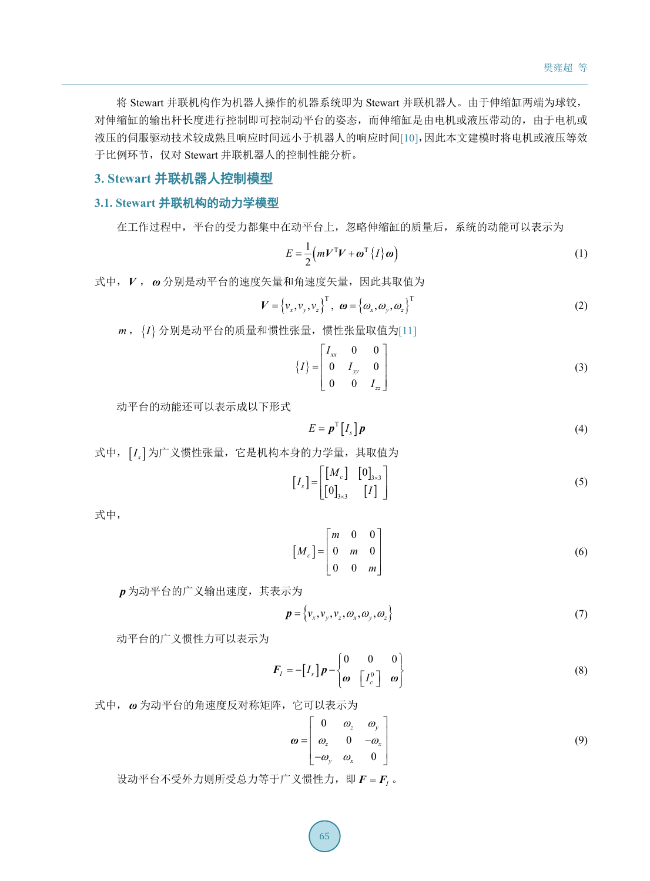将 Stewart 并联机构作为机器人操作的机器系统即为 Stewart 并联机器人。由于伸缩缸两端为球铰，对伸缩缸的输出杆长度进行控制即可控制动平台的姿态，而伸缩缸是由电机或液压带动的，由于电机或液压的伺服驱动技术较成熟且响应时间远小于机器人的响应时间[10]，因此本文建模时将电机或液压等效于比例环节，仅对 Stewart 并联机器人的控制性能分析。

## 3. Stewart 并联机器人控制模型

### 3.1. Stewart 并联机构的动力学模型

在工作过程中，平台的受力都集中在动平台上，忽略伸缩缸的质量后，系统的动能可以表示为

$$E=\frac{1}{2}\left(m\boldsymbol{V}^{\mathrm{T}}\boldsymbol{V}+\boldsymbol{\omega}^{\mathrm{T}}\{I\}\boldsymbol{\omega}\right) \tag{1}$$

式中，$\boldsymbol{V}$，$\boldsymbol{\omega}$ 分别是动平台的速度矢量和角速度矢量，因此其取值为

$$\boldsymbol{V}=\left\{v_x,v_y,v_z\right\}^{\mathrm{T}},\ \boldsymbol{\omega}=\left\{\omega_x,\omega_y,\omega_z\right\}^{\mathrm{T}} \tag{2}$$

$m$，$\{I\}$ 分别是动平台的质量和惯性张量，惯性张量取值为[11]

$$\{I\}=\begin{bmatrix} I_{xx} & 0 & 0 \\ 0 & I_{yy} & 0 \\ 0 & 0 & I_{zz} \end{bmatrix} \tag{3}$$

动平台的动能还可以表示成以下形式

$$E=\boldsymbol{p}^{\mathrm{T}}\left[I_s\right]\boldsymbol{p} \tag{4}$$

式中，$\left[I_s\right]$ 为广义惯性张量，它是机构本身的力学量，其取值为

$$\left[I_s\right]=\begin{bmatrix} \left[M_c\right] & [0]_{3\times3} \\ [0]_{3\times3} & [I] \end{bmatrix} \tag{5}$$

式中，

$$\left[M_c\right]=\begin{bmatrix} m & 0 & 0 \\ 0 & m & 0 \\ 0 & 0 & m \end{bmatrix} \tag{6}$$

$\boldsymbol{p}$ 为动平台的广义输出速度，其表示为

$$\boldsymbol{p}=\left\{v_x,v_y,v_z,\omega_x,\omega_y,\omega_z\right\} \tag{7}$$

动平台的广义惯性力可以表示为

$$\boldsymbol{F}_I=-\left[I_s\right]\boldsymbol{p}-\begin{Bmatrix} 0 & 0 & 0 \\ \boldsymbol{\omega} & \left[I_c^0\right] & \boldsymbol{\omega} \end{Bmatrix} \tag{8}$$

式中，$\boldsymbol{\omega}$ 为动平台的角速度反对称矩阵，它可以表示为

$$\boldsymbol{\omega}=\begin{bmatrix} 0 & \omega_z & \omega_y \\ \omega_z & 0 & -\omega_x \\ -\omega_y & \omega_x & 0 \end{bmatrix} \tag{9}$$

设动平台不受外力则所受总力等于广义惯性力，即 $\boldsymbol{F}=\boldsymbol{F}_I$。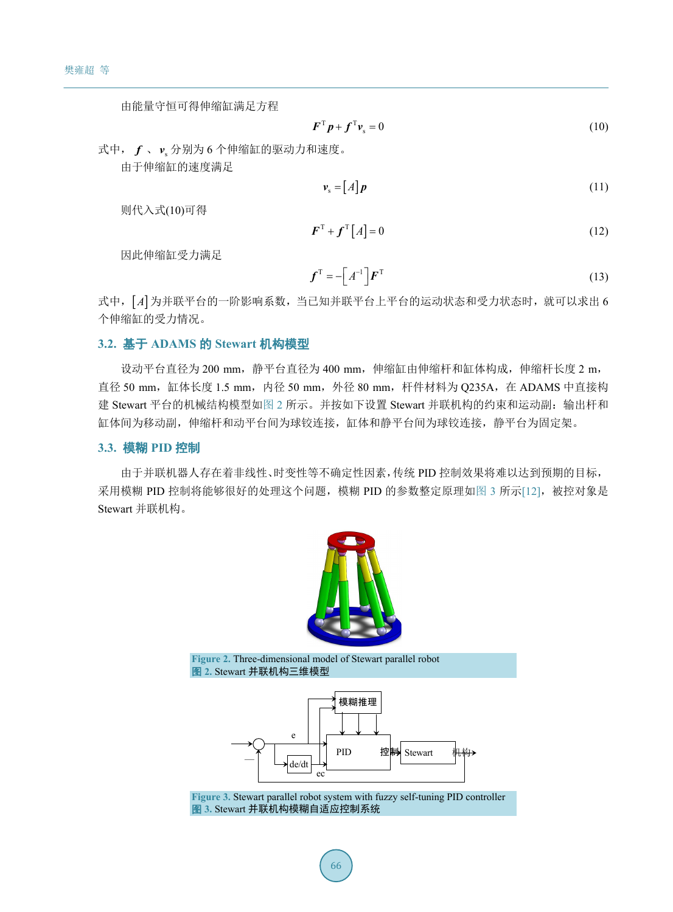由能量守恒可得伸缩缸满足方程

$$\boldsymbol{F}^{\mathrm{T}}\boldsymbol{p}+\boldsymbol{f}^{\mathrm{T}}\boldsymbol{v}_{\mathrm{s}}=0 \tag{10}$$

式中，$\boldsymbol{f}$、$\boldsymbol{v}_{\mathrm{s}}$ 分别为 6 个伸缩缸的驱动力和速度。

由于伸缩缸的速度满足

$$\boldsymbol{v}_{\mathrm{s}}=[A]\boldsymbol{p} \tag{11}$$

则代入式(10)可得

$$\boldsymbol{F}^{\mathrm{T}}+\boldsymbol{f}^{\mathrm{T}}[A]=0 \tag{12}$$

因此伸缩缸受力满足

$$\boldsymbol{f}^{\mathrm{T}}=-\left[A^{-1}\right]\boldsymbol{F}^{\mathrm{T}} \tag{13}$$

式中，$[A]$ 为并联平台的一阶影响系数，当已知并联平台上平台的运动状态和受力状态时，就可以求出 6 个伸缩缸的受力情况。

### 3.2. 基于 ADAMS 的 Stewart 机构模型

设动平台直径为 200 mm，静平台直径为 400 mm，伸缩缸由伸缩杆和缸体构成，伸缩杆长度 2 m，直径 50 mm，缸体长度 1.5 mm，内径 50 mm，外径 80 mm，杆件材料为 Q235A，在 ADAMS 中直接构建 Stewart 平台的机械结构模型如图 2 所示。并按如下设置 Stewart 并联机构的约束和运动副：输出杆和缸体间为移动副，伸缩杆和动平台间为球铰连接，缸体和静平台间为球铰连接，静平台为固定架。

### 3.3. 模糊 PID 控制

由于并联机器人存在着非线性、时变性等不确定性因素，传统 PID 控制效果将难以达到预期的目标，采用模糊 PID 控制将能够很好的处理这个问题，模糊 PID 的参数整定原理如图 3 所示[12]，被控对象是 Stewart 并联机构。

Figure 2. Three-dimensional model of Stewart parallel robot
图 2. Stewart 并联机构三维模型

Figure 3. Stewart parallel robot system with fuzzy self-tuning PID controller
图 3. Stewart 并联机构模糊自适应控制系统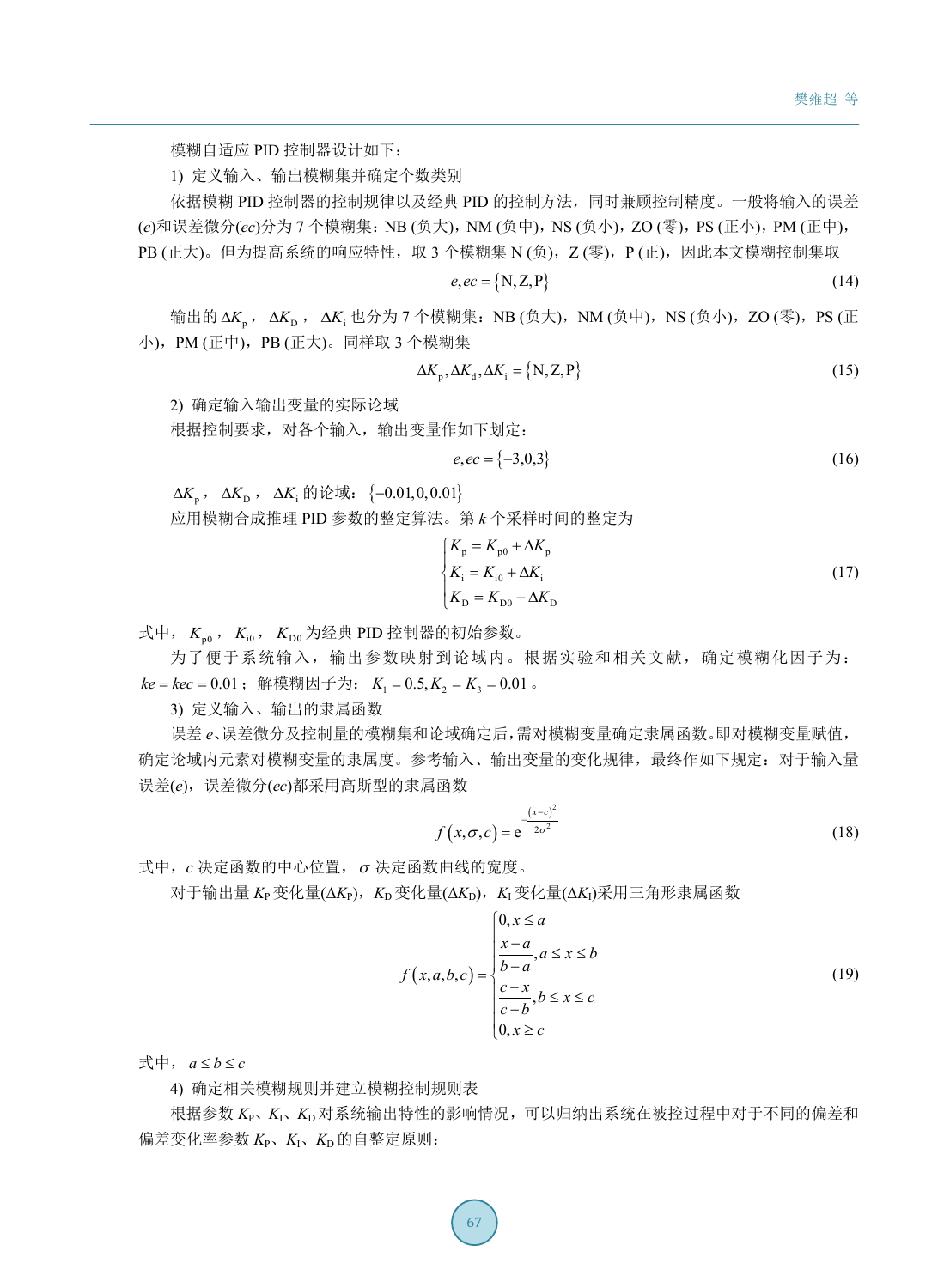模糊自适应 PID 控制器设计如下：

1) 定义输入、输出模糊集并确定个数类别

依据模糊 PID 控制器的控制规律以及经典 PID 的控制方法，同时兼顾控制精度。一般将输入的误差($e$)和误差微分($ec$)分为 7 个模糊集：NB (负大)，NM (负中)，NS (负小)，ZO (零)，PS (正小)，PM (正中)，PB (正大)。但为提高系统的响应特性，取 3 个模糊集 N (负)，Z (零)，P (正)，因此本文模糊控制集取

$$e, ec = \{\mathrm{N}, \mathrm{Z}, \mathrm{P}\} \tag{14}$$

输出的 $\Delta K_{\mathrm{p}}$，$\Delta K_{\mathrm{D}}$，$\Delta K_{\mathrm{i}}$ 也分为 7 个模糊集：NB (负大)，NM (负中)，NS (负小)，ZO (零)，PS (正小)，PM (正中)，PB (正大)。同样取 3 个模糊集

$$\Delta K_{\mathrm{p}}, \Delta K_{\mathrm{d}}, \Delta K_{\mathrm{i}} = \{\mathrm{N}, \mathrm{Z}, \mathrm{P}\} \tag{15}$$

2) 确定输入输出变量的实际论域

根据控制要求，对各个输入，输出变量作如下划定：

$$e, ec = \{-3, 0, 3\} \tag{16}$$

$\Delta K_{\mathrm{p}}$，$\Delta K_{\mathrm{D}}$，$\Delta K_{\mathrm{i}}$ 的论域：$\{-0.01, 0, 0.01\}$

应用模糊合成推理 PID 参数的整定算法。第 $k$ 个采样时间的整定为

$$\begin{cases} K_{\mathrm{p}} = K_{\mathrm{p0}} + \Delta K_{\mathrm{p}} \\ K_{\mathrm{i}} = K_{\mathrm{i0}} + \Delta K_{\mathrm{i}} \\ K_{\mathrm{D}} = K_{\mathrm{D0}} + \Delta K_{\mathrm{D}} \end{cases} \tag{17}$$

式中，$K_{\mathrm{p0}}$，$K_{\mathrm{i0}}$，$K_{\mathrm{D0}}$ 为经典 PID 控制器的初始参数。

为了便于系统输入，输出参数映射到论域内。根据实验和相关文献，确定模糊化因子为：$ke = kec = 0.01$；解模糊因子为：$K_1 = 0.5, K_2 = K_3 = 0.01$。

3) 定义输入、输出的隶属函数

误差 $e$、误差微分及控制量的模糊集和论域确定后，需对模糊变量确定隶属函数。即对模糊变量赋值，确定论域内元素对模糊变量的隶属度。参考输入、输出变量的变化规律，最终作如下规定：对于输入量误差($e$)，误差微分($ec$)都采用高斯型的隶属函数

$$f(x, \sigma, c) = \mathrm{e}^{-\frac{(x-c)^2}{2\sigma^2}} \tag{18}$$

式中，$c$ 决定函数的中心位置，$\sigma$ 决定函数曲线的宽度。

对于输出量 $K_{\mathrm{P}}$ 变化量($\Delta K_{\mathrm{P}}$)，$K_{\mathrm{D}}$ 变化量($\Delta K_{\mathrm{D}}$)，$K_{\mathrm{I}}$ 变化量($\Delta K_{\mathrm{I}}$)采用三角形隶属函数

$$f(x, a, b, c) = \begin{cases} 0, x \le a \\ \dfrac{x-a}{b-a}, a \le x \le b \\ \dfrac{c-x}{c-b}, b \le x \le c \\ 0, x \ge c \end{cases} \tag{19}$$

式中，$a \le b \le c$

4) 确定相关模糊规则并建立模糊控制规则表

根据参数 $K_{\mathrm{P}}$、$K_{\mathrm{I}}$、$K_{\mathrm{D}}$ 对系统输出特性的影响情况，可以归纳出系统在被控过程中对于不同的偏差和偏差变化率参数 $K_{\mathrm{P}}$、$K_{\mathrm{I}}$、$K_{\mathrm{D}}$ 的自整定原则：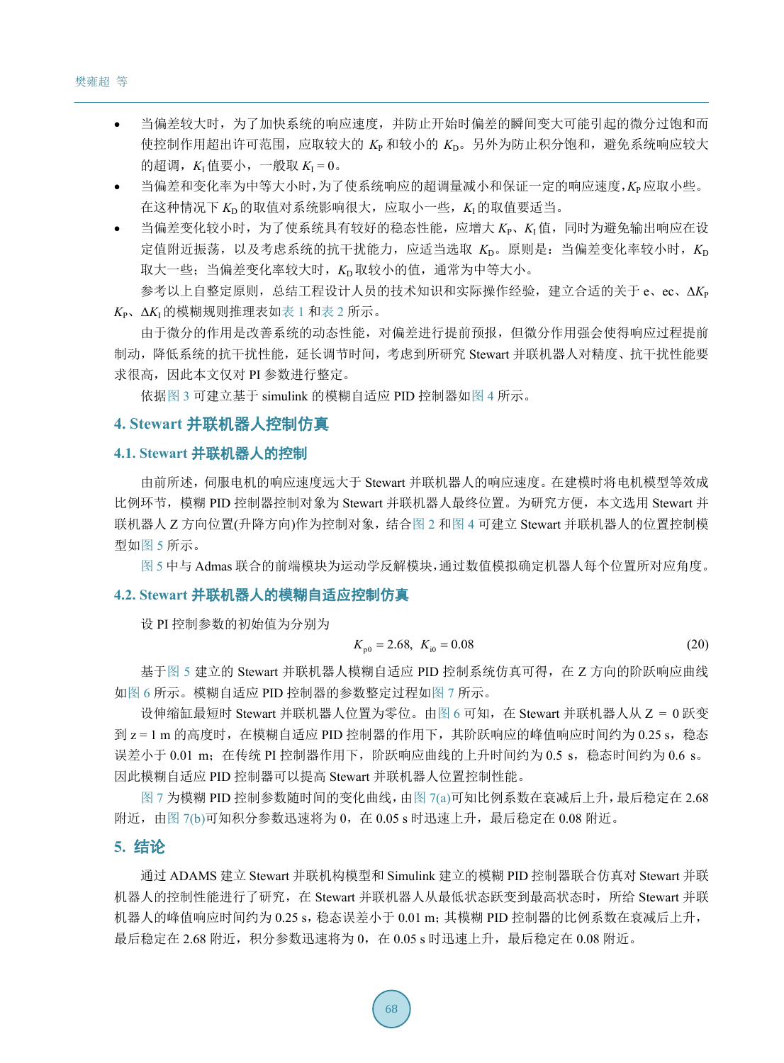- 当偏差较大时，为了加快系统的响应速度，并防止开始时偏差的瞬间变大可能引起的微分过饱和而使控制作用超出许可范围，应取较大的 $K_P$ 和较小的 $K_D$。另外为防止积分饱和，避免系统响应较大的超调，$K_I$ 值要小，一般取 $K_I = 0$。
- 当偏差和变化率为中等大小时，为了使系统响应的超调量减小和保证一定的响应速度，$K_P$ 应取小些。在这种情况下 $K_D$ 的取值对系统影响很大，应取小一些，$K_I$ 的取值要适当。
- 当偏差变化较小时，为了使系统具有较好的稳态性能，应增大 $K_P$、$K_I$ 值，同时为避免输出响应在设定值附近振荡，以及考虑系统的抗干扰能力，应适当选取 $K_D$。原则是：当偏差变化率较小时，$K_D$ 取大一些；当偏差变化率较大时，$K_D$ 取较小的值，通常为中等大小。

参考以上自整定原则，总结工程设计人员的技术知识和实际操作经验，建立合适的关于 e、ec、$\Delta K_P$ $K_P$、$\Delta K_I$ 的模糊规则推理表如表 1 和表 2 所示。

由于微分的作用是改善系统的动态性能，对偏差进行提前预报，但微分作用强会使得响应过程提前制动，降低系统的抗干扰性能，延长调节时间，考虑到所研究 Stewart 并联机器人对精度、抗干扰性要求很高，因此本文仅对 PI 参数进行整定。

依据图 3 可建立基于 simulink 的模糊自适应 PID 控制器如图 4 所示。

## 4. Stewart 并联机器人控制仿真

### 4.1. Stewart 并联机器人的控制

由前所述，伺服电机的响应速度远大于 Stewart 并联机器人的响应速度。在建模时将电机模型等效成比例环节，模糊 PID 控制器控制对象为 Stewart 并联机器人最终位置。为研究方便，本文选用 Stewart 并联机器人 Z 方向位置(升降方向)作为控制对象，结合图 2 和图 4 可建立 Stewart 并联机器人的位置控制模型如图 5 所示。

图 5 中与 Admas 联合的前端模块为运动学反解模块，通过数值模拟确定机器人每个位置所对应角度。

### 4.2. Stewart 并联机器人的模糊自适应控制仿真

设 PI 控制参数的初始值为分别为

$$K_{p0} = 2.68,\ \ K_{i0} = 0.08 \tag{20}$$

基于图 5 建立的 Stewart 并联机器人模糊自适应 PID 控制系统仿真可得，在 Z 方向的阶跃响应曲线如图 6 所示。模糊自适应 PID 控制器的参数整定过程如图 7 所示。

设伸缩缸最短时 Stewart 并联机器人位置为零位。由图 6 可知，在 Stewart 并联机器人从 Z = 0 跃变到 z = 1 m 的高度时，在模糊自适应 PID 控制器的作用下，其阶跃响应的峰值响应时间约为 0.25 s，稳态误差小于 0.01 m；在传统 PI 控制器作用下，阶跃响应曲线的上升时间约为 0.5 s，稳态时间约为 0.6 s。因此模糊自适应 PID 控制器可以提高 Stewart 并联机器人位置控制性能。

图 7 为模糊 PID 控制参数随时间的变化曲线，由图 7(a)可知比例系数在衰减后上升，最后稳定在 2.68 附近，由图 7(b)可知积分参数迅速将为 0，在 0.05 s 时迅速上升，最后稳定在 0.08 附近。

## 5. 结论

通过 ADAMS 建立 Stewart 并联机构模型和 Simulink 建立的模糊 PID 控制器联合仿真对 Stewart 并联机器人的控制性能进行了研究，在 Stewart 并联机器人从最低状态跃变到最高状态时，所给 Stewart 并联机器人的峰值响应时间约为 0.25 s，稳态误差小于 0.01 m；其模糊 PID 控制器的比例系数在衰减后上升，最后稳定在 2.68 附近，积分参数迅速将为 0，在 0.05 s 时迅速上升，最后稳定在 0.08 附近。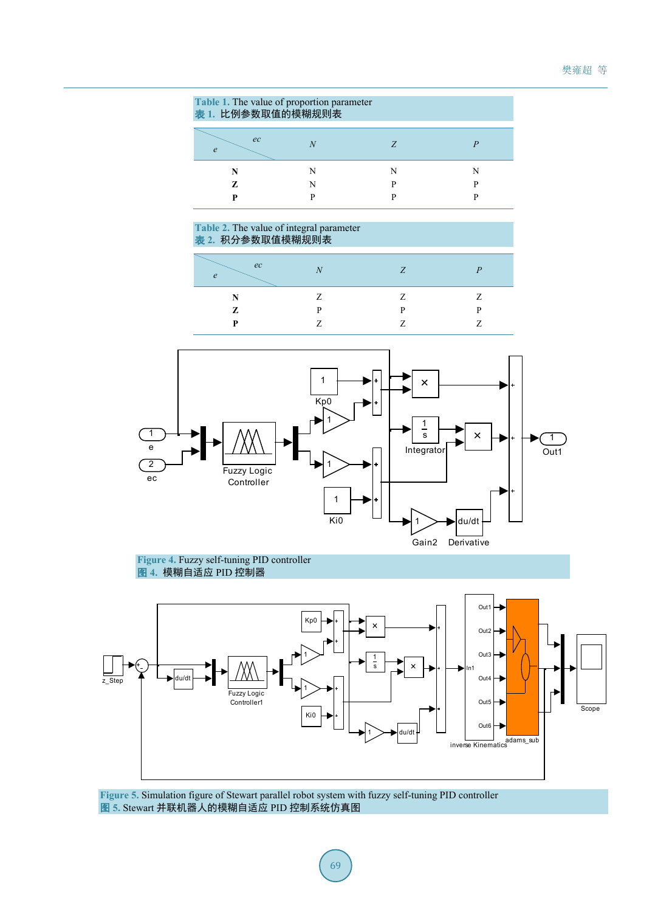**Table 1.** The value of proportion parameter
**表 1.** 比例参数取值的模糊规则表

| e \ ec | N | Z | P |
|---|---|---|---|
| **N** | N | N | N |
| **Z** | N | P | P |
| **P** | P | P | P |

**Table 2.** The value of integral parameter
**表 2.** 积分参数取值模糊规则表

| e \ ec | N | Z | P |
|---|---|---|---|
| **N** | Z | Z | Z |
| **Z** | P | P | P |
| **P** | Z | Z | Z |

**Figure 4.** Fuzzy self-tuning PID controller
**图 4.** 模糊自适应 PID 控制器

**Figure 5.** Simulation figure of Stewart parallel robot system with fuzzy self-tuning PID controller
**图 5.** Stewart 并联机器人的模糊自适应 PID 控制系统仿真图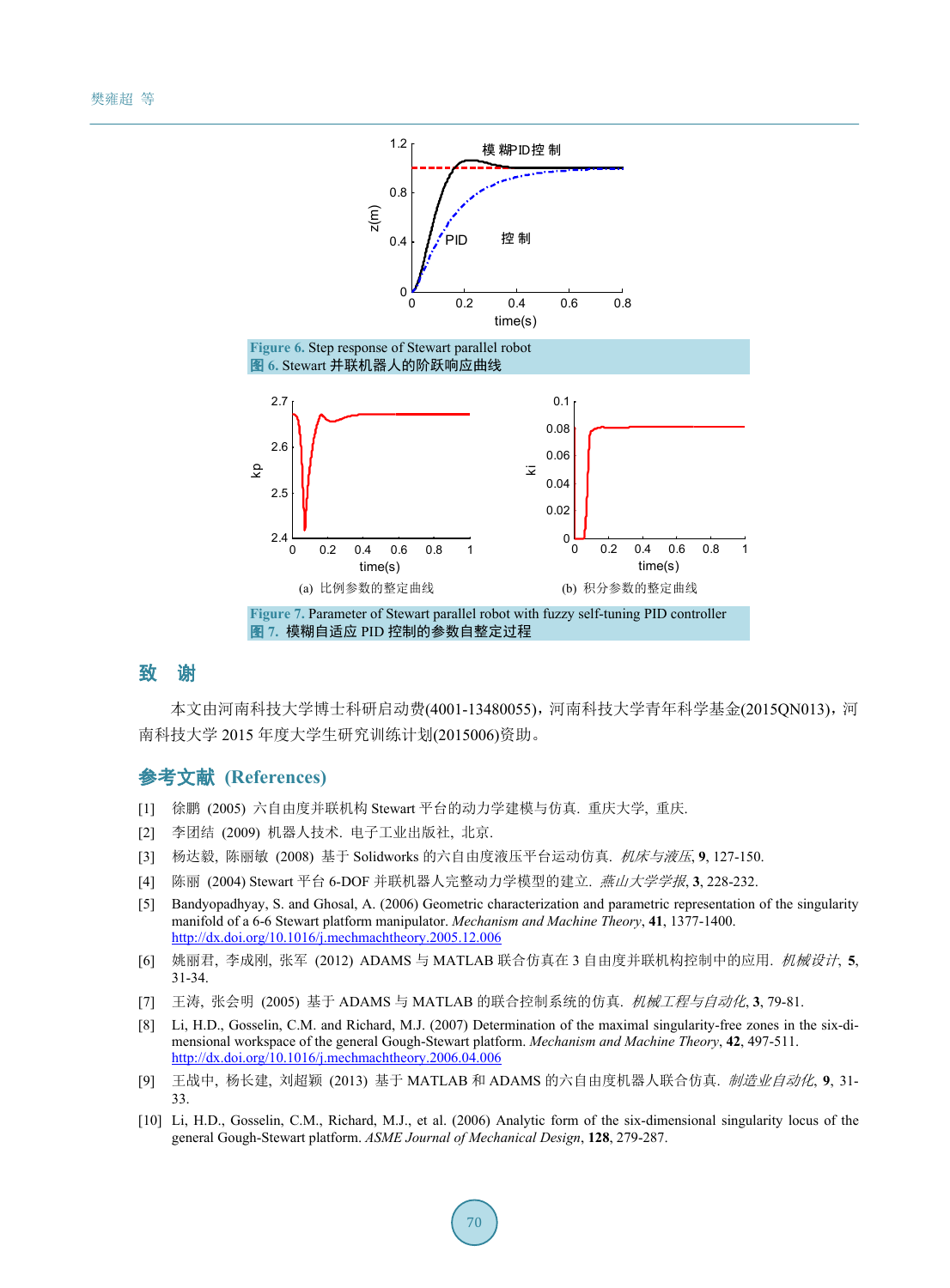Figure 6. Step response of Stewart parallel robot
图 6. Stewart 并联机器人的阶跃响应曲线

(a) 比例参数的整定曲线　(b) 积分参数的整定曲线

Figure 7. Parameter of Stewart parallel robot with fuzzy self-tuning PID controller
图 7. 模糊自适应 PID 控制的参数自整定过程

## 致　谢

本文由河南科技大学博士科研启动费(4001-13480055)，河南科技大学青年科学基金(2015QN013)，河南科技大学 2015 年度大学生研究训练计划(2015006)资助。

## 参考文献 (References)

[1] 徐鹏 (2005) 六自由度并联机构 Stewart 平台的动力学建模与仿真. 重庆大学, 重庆.

[2] 李团结 (2009) 机器人技术. 电子工业出版社, 北京.

[3] 杨达毅, 陈丽敏 (2008) 基于 Solidworks 的六自由度液压平台运动仿真. *机床与液压*, **9**, 127-150.

[4] 陈丽 (2004) Stewart 平台 6-DOF 并联机器人完整动力学模型的建立. *燕山大学学报*, **3**, 228-232.

[5] Bandyopadhyay, S. and Ghosal, A. (2006) Geometric characterization and parametric representation of the singularity manifold of a 6-6 Stewart platform manipulator. *Mechanism and Machine Theory*, **41**, 1377-1400. http://dx.doi.org/10.1016/j.mechmachtheory.2005.12.006

[6] 姚丽君, 李成刚, 张军 (2012) ADAMS 与 MATLAB 联合仿真在 3 自由度并联机构控制中的应用. *机械设计*, **5**, 31-34.

[7] 王涛, 张会明 (2005) 基于 ADAMS 与 MATLAB 的联合控制系统的仿真. *机械工程与自动化*, **3**, 79-81.

[8] Li, H.D., Gosselin, C.M. and Richard, M.J. (2007) Determination of the maximal singularity-free zones in the six-dimensional workspace of the general Gough-Stewart platform. *Mechanism and Machine Theory*, **42**, 497-511. http://dx.doi.org/10.1016/j.mechmachtheory.2006.04.006

[9] 王战中, 杨长建, 刘超颖 (2013) 基于 MATLAB 和 ADAMS 的六自由度机器人联合仿真. *制造业自动化*, **9**, 31-33.

[10] Li, H.D., Gosselin, C.M., Richard, M.J., et al. (2006) Analytic form of the six-dimensional singularity locus of the general Gough-Stewart platform. *ASME Journal of Mechanical Design*, **128**, 279-287.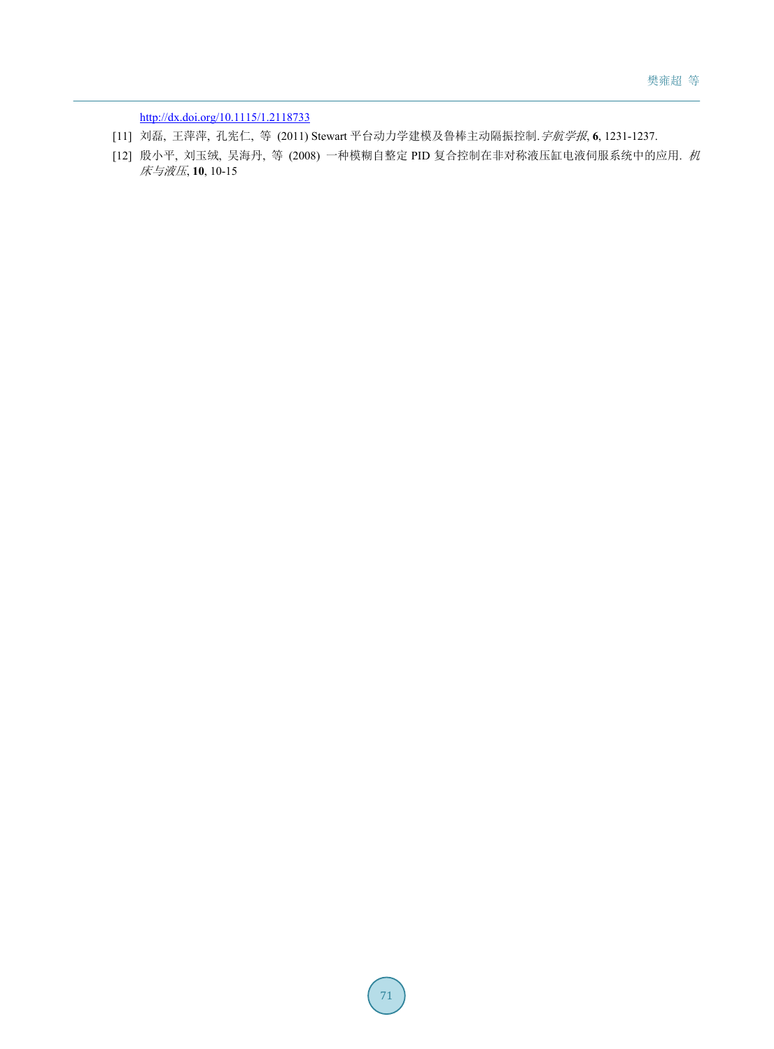http://dx.doi.org/10.1115/1.2118733

[11] 刘磊, 王萍萍, 孔宪仁, 等 (2011) Stewart 平台动力学建模及鲁棒主动隔振控制. *宇航学报*, **6**, 1231-1237.

[12] 殷小平, 刘玉绒, 吴海丹, 等 (2008) 一种模糊自整定 PID 复合控制在非对称液压缸电液伺服系统中的应用. *机床与液压*, **10**, 10-15